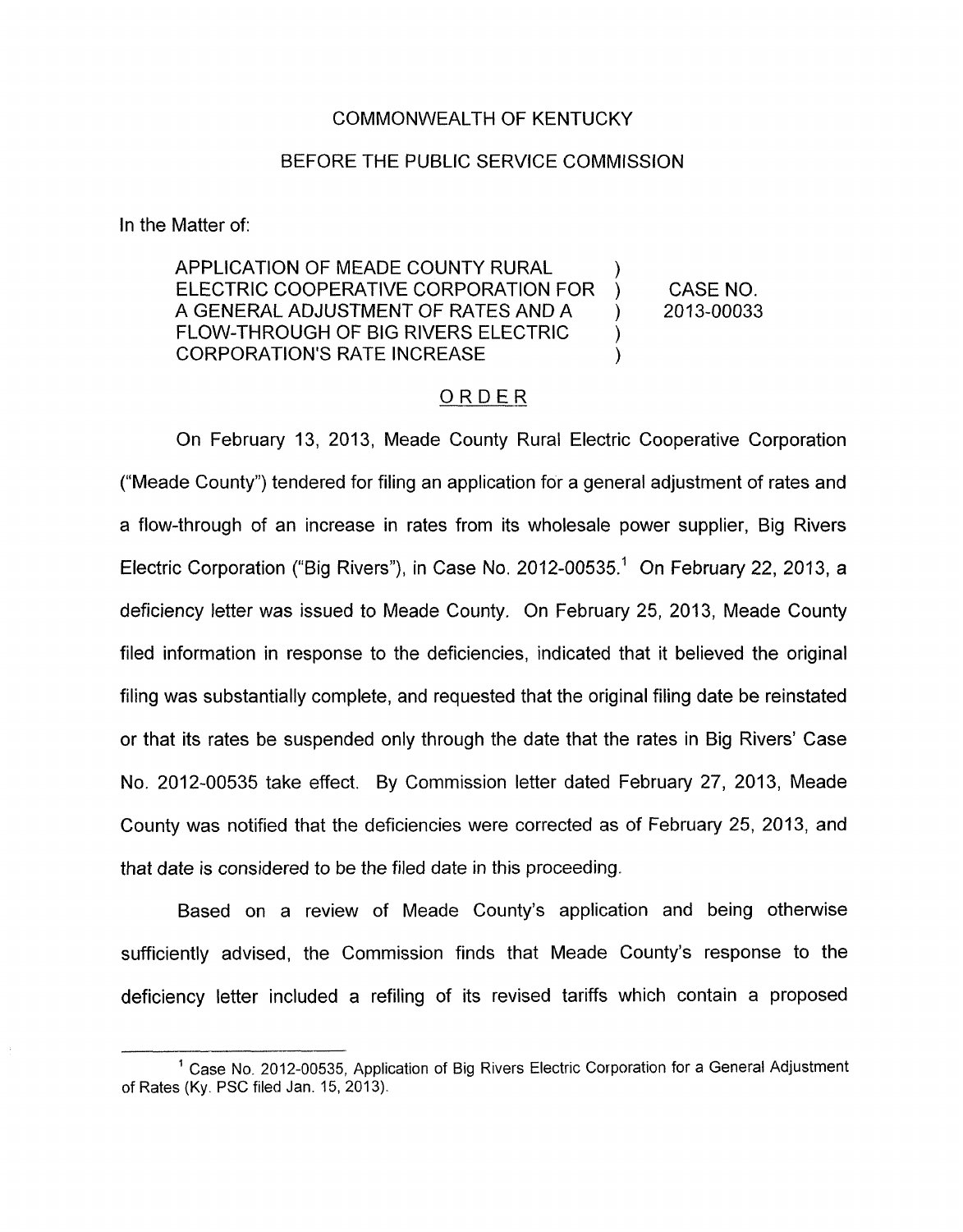COMMONWEALTH OF KENTUCKY

BEFORE THE PUBLIC SERVICE COMMISSION

In the Matter of:

| | | |
|---|---|---|
| APPLICATION OF MEADE COUNTY RURAL ELECTRIC COOPERATIVE CORPORATION FOR A GENERAL ADJUSTMENT OF RATES AND A FLOW-THROUGH OF BIG RIVERS ELECTRIC CORPORATION'S RATE INCREASE | ) | CASE NO. 2013-00033 |

## ORDER

On February 13, 2013, Meade County Rural Electric Cooperative Corporation ("Meade County") tendered for filing an application for a general adjustment of rates and a flow-through of an increase in rates from its wholesale power supplier, Big Rivers Electric Corporation ("Big Rivers"), in Case No. 2012-00535.[1] On February 22, 2013, a deficiency letter was issued to Meade County. On February 25, 2013, Meade County filed information in response to the deficiencies, indicated that it believed the original filing was substantially complete, and requested that the original filing date be reinstated or that its rates be suspended only through the date that the rates in Big Rivers' Case No. 2012-00535 take effect. By Commission letter dated February 27, 2013, Meade County was notified that the deficiencies were corrected as of February 25, 2013, and that date is considered to be the filed date in this proceeding.

Based on a review of Meade County's application and being otherwise sufficiently advised, the Commission finds that Meade County's response to the deficiency letter included a refiling of its revised tariffs which contain a proposed

[1] Case No. 2012-00535, Application of Big Rivers Electric Corporation for a General Adjustment of Rates (Ky. PSC filed Jan. 15, 2013).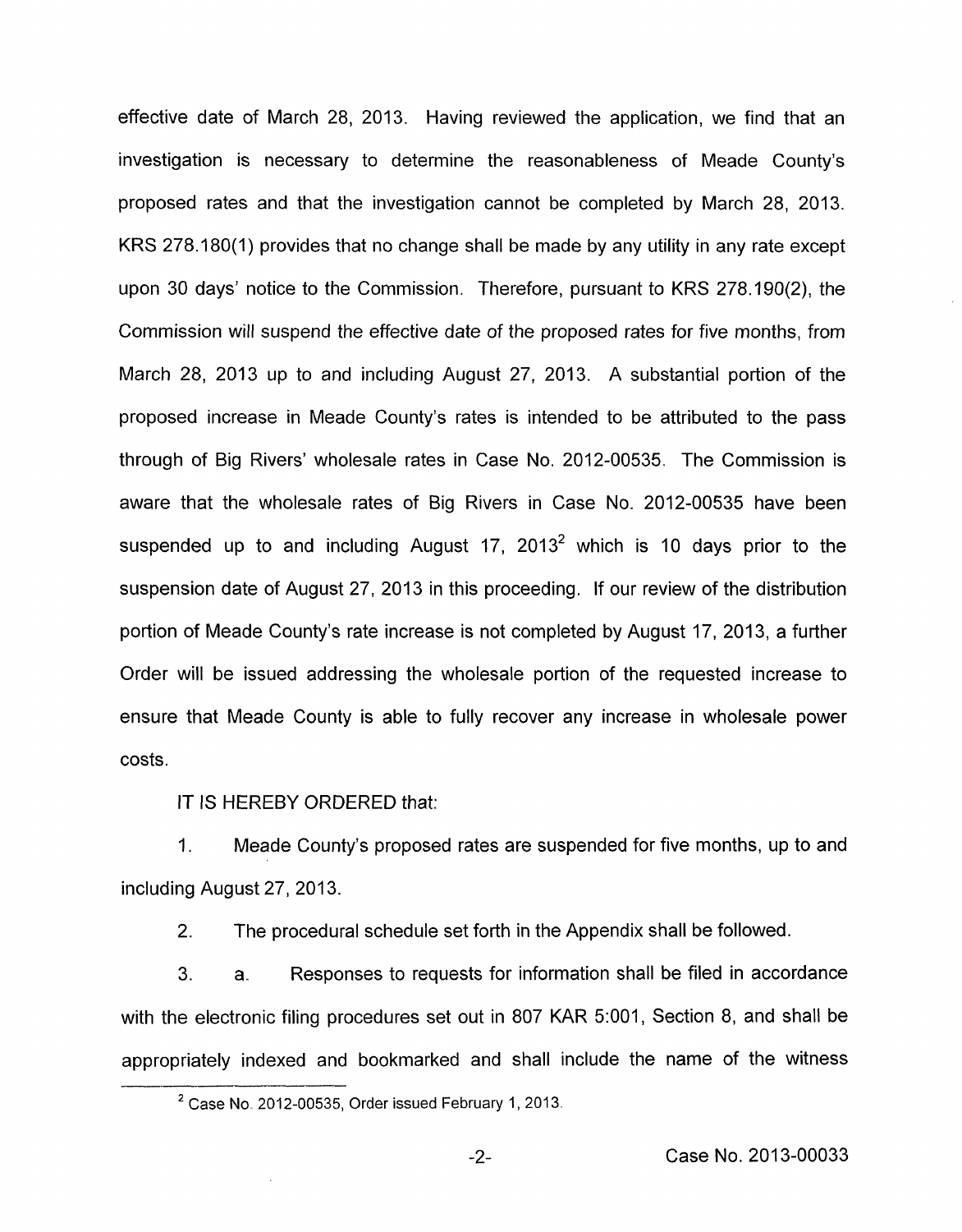effective date of March 28, 2013. Having reviewed the application, we find that an investigation is necessary to determine the reasonableness of Meade County's proposed rates and that the investigation cannot be completed by March 28, 2013. KRS 278.180(1) provides that no change shall be made by any utility in any rate except upon 30 days' notice to the Commission. Therefore, pursuant to KRS 278.190(2), the Commission will suspend the effective date of the proposed rates for five months, from March 28, 2013 up to and including August 27, 2013. A substantial portion of the proposed increase in Meade County's rates is intended to be attributed to the pass through of Big Rivers' wholesale rates in Case No. 2012-00535. The Commission is aware that the wholesale rates of Big Rivers in Case No. 2012-00535 have been suspended up to and including August 17, 2013[2] which is 10 days prior to the suspension date of August 27, 2013 in this proceeding. If our review of the distribution portion of Meade County's rate increase is not completed by August 17, 2013, a further Order will be issued addressing the wholesale portion of the requested increase to ensure that Meade County is able to fully recover any increase in wholesale power costs.

IT IS HEREBY ORDERED that:

1. Meade County's proposed rates are suspended for five months, up to and including August 27, 2013.

2. The procedural schedule set forth in the Appendix shall be followed.

3. a. Responses to requests for information shall be filed in accordance with the electronic filing procedures set out in 807 KAR 5:001, Section 8, and shall be appropriately indexed and bookmarked and shall include the name of the witness

[2] Case No. 2012-00535, Order issued February 1, 2013.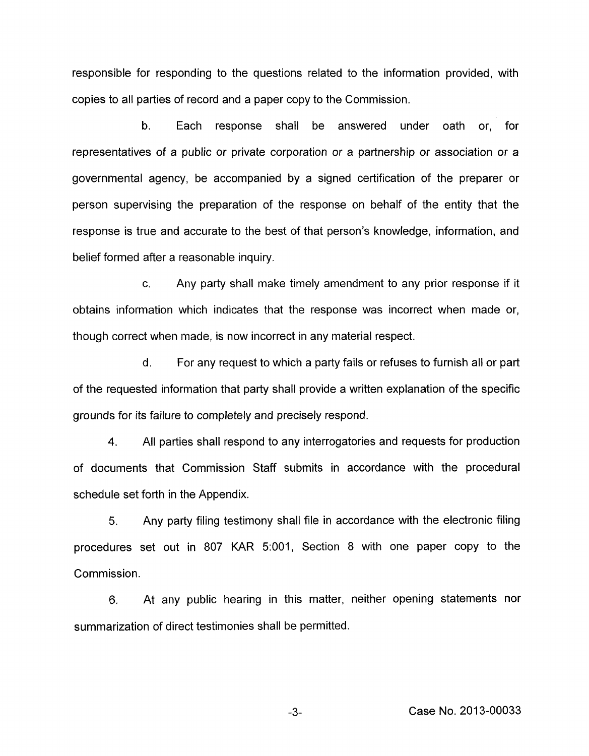responsible for responding to the questions related to the information provided, with copies to all parties of record and a paper copy to the Commission.

b. Each response shall be answered under oath or, for representatives of a public or private corporation or a partnership or association or a governmental agency, be accompanied by a signed certification of the preparer or person supervising the preparation of the response on behalf of the entity that the response is true and accurate to the best of that person's knowledge, information, and belief formed after a reasonable inquiry.

c. Any party shall make timely amendment to any prior response if it obtains information which indicates that the response was incorrect when made or, though correct when made, is now incorrect in any material respect.

d. For any request to which a party fails or refuses to furnish all or part of the requested information that party shall provide a written explanation of the specific grounds for its failure to completely and precisely respond.

4. All parties shall respond to any interrogatories and requests for production of documents that Commission Staff submits in accordance with the procedural schedule set forth in the Appendix.

5. Any party filing testimony shall file in accordance with the electronic filing procedures set out in 807 KAR 5:001, Section 8 with one paper copy to the Commission.

6. At any public hearing in this matter, neither opening statements nor summarization of direct testimonies shall be permitted.

Case No. 2013-00033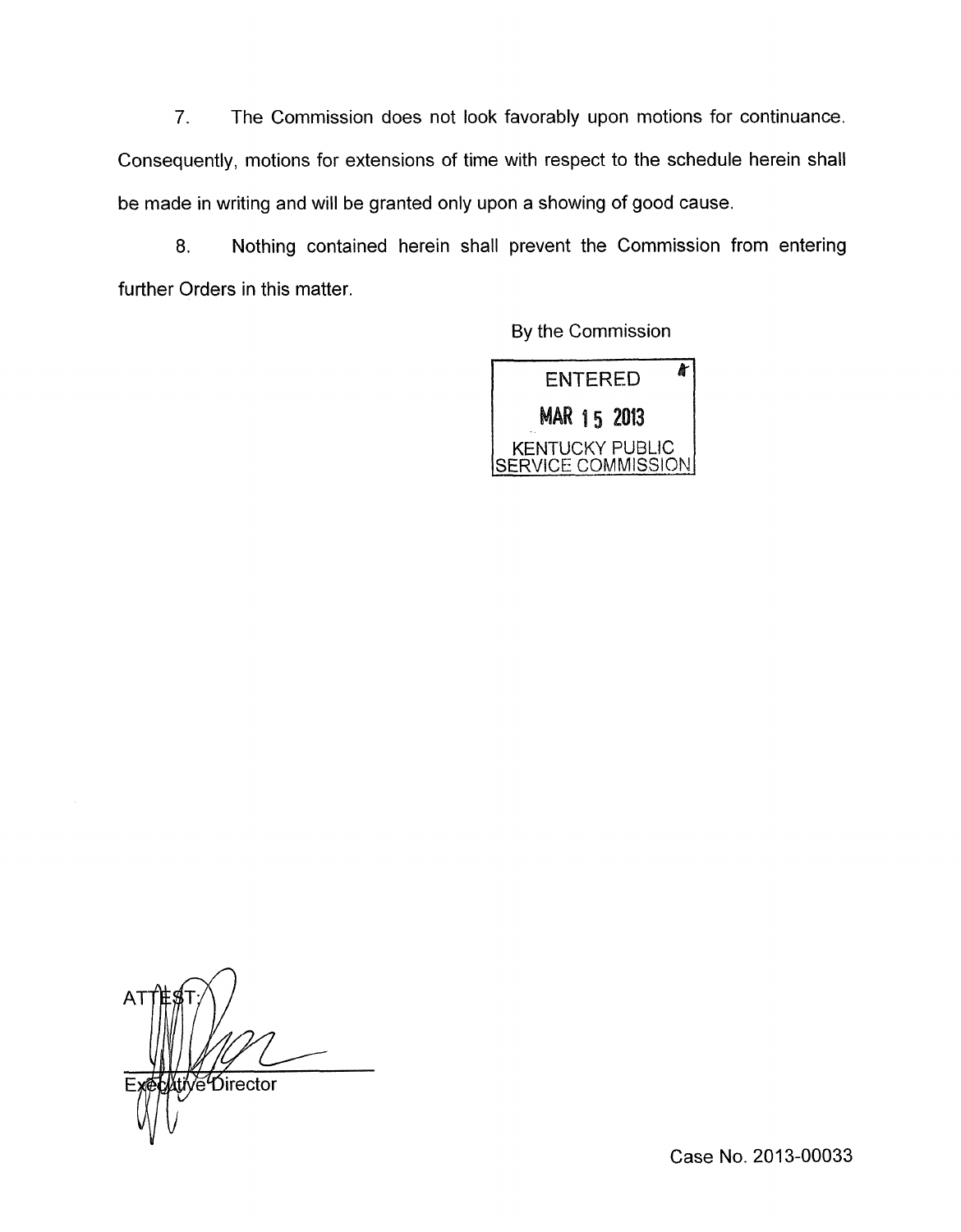7. The Commission does not look favorably upon motions for continuance. Consequently, motions for extensions of time with respect to the schedule herein shall be made in writing and will be granted only upon a showing of good cause.

8. Nothing contained herein shall prevent the Commission from entering further Orders in this matter.

By the Commission

ENTERED
MAR 15 2013
KENTUCKY PUBLIC
SERVICE COMMISSION

ATTEST:

Executive Director

Case No. 2013-00033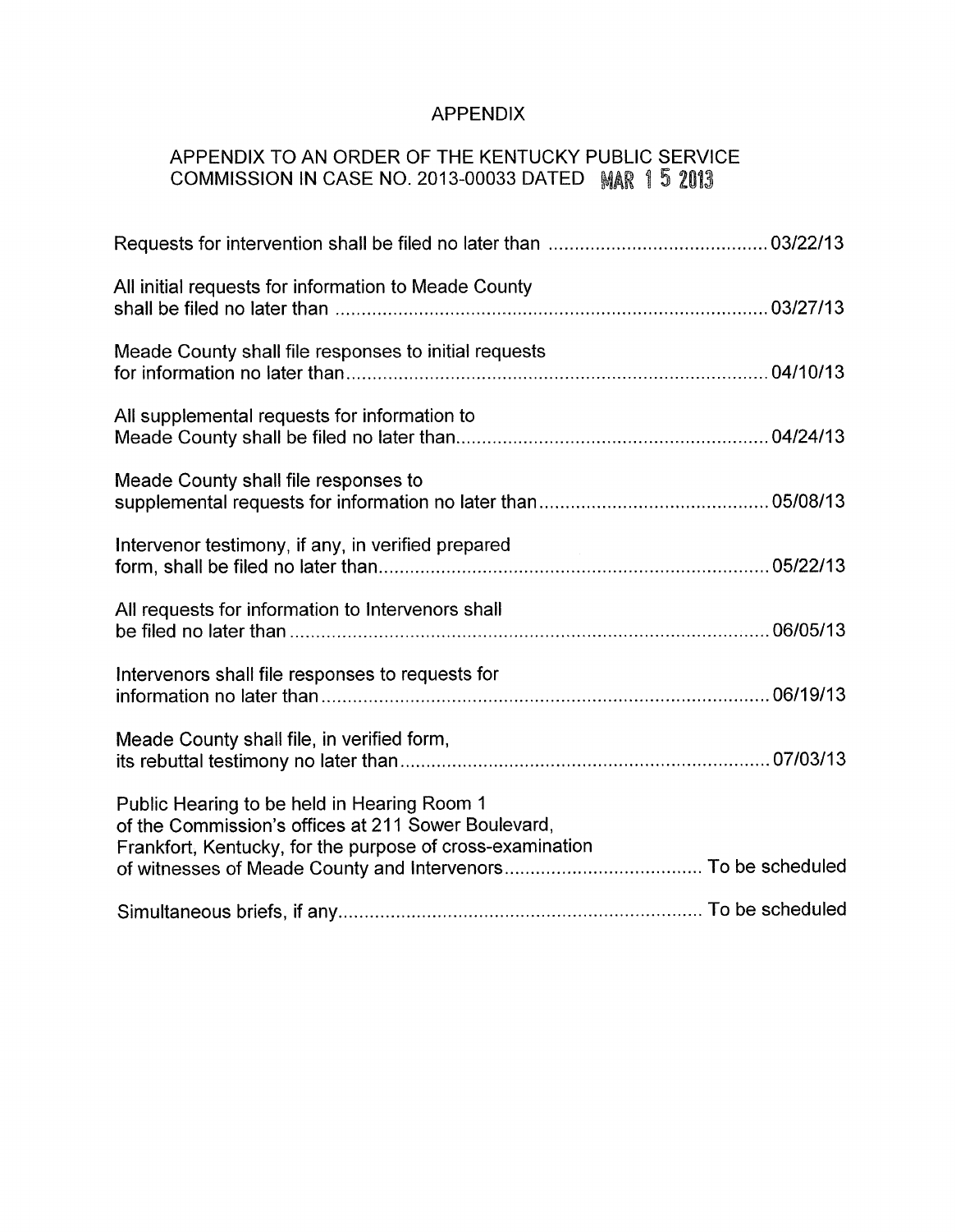# APPENDIX

## APPENDIX TO AN ORDER OF THE KENTUCKY PUBLIC SERVICE COMMISSION IN CASE NO. 2013-00033 DATED MAR 15 2013

| | |
|---|---|
| Requests for intervention shall be filed no later than | 03/22/13 |
| All initial requests for information to Meade County shall be filed no later than | 03/27/13 |
| Meade County shall file responses to initial requests for information no later than | 04/10/13 |
| All supplemental requests for information to Meade County shall be filed no later than | 04/24/13 |
| Meade County shall file responses to supplemental requests for information no later than | 05/08/13 |
| Intervenor testimony, if any, in verified prepared form, shall be filed no later than | 05/22/13 |
| All requests for information to Intervenors shall be filed no later than | 06/05/13 |
| Intervenors shall file responses to requests for information no later than | 06/19/13 |
| Meade County shall file, in verified form, its rebuttal testimony no later than | 07/03/13 |
| Public Hearing to be held in Hearing Room 1 of the Commission's offices at 211 Sower Boulevard, Frankfort, Kentucky, for the purpose of cross-examination of witnesses of Meade County and Intervenors | To be scheduled |
| Simultaneous briefs, if any | To be scheduled |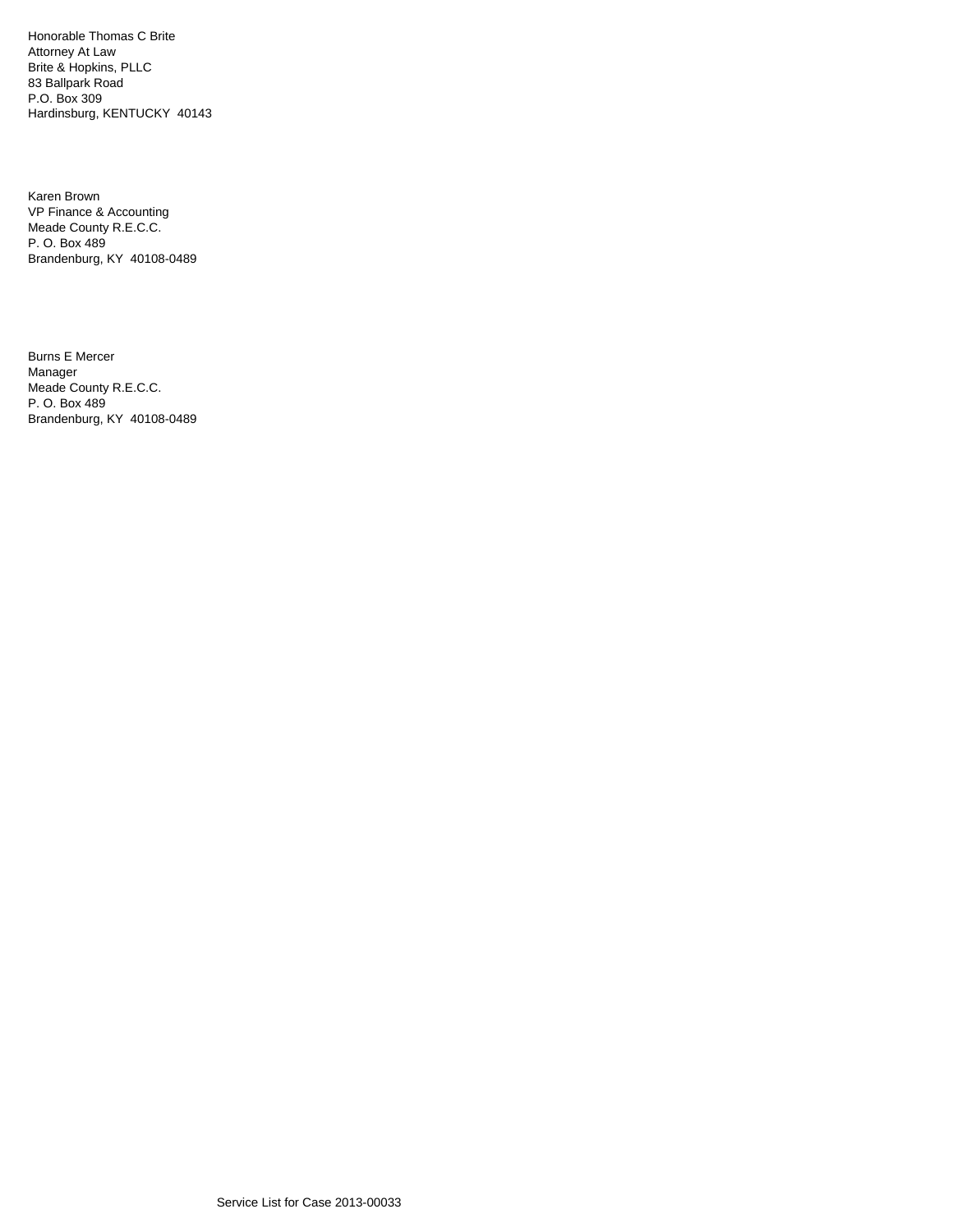Honorable Thomas C Brite
Attorney At Law
Brite & Hopkins, PLLC
83 Ballpark Road
P.O. Box 309
Hardinsburg, KENTUCKY  40143

Karen Brown
VP Finance & Accounting
Meade County R.E.C.C.
P. O. Box 489
Brandenburg, KY  40108-0489

Burns E Mercer
Manager
Meade County R.E.C.C.
P. O. Box 489
Brandenburg, KY  40108-0489

Service List for Case 2013-00033